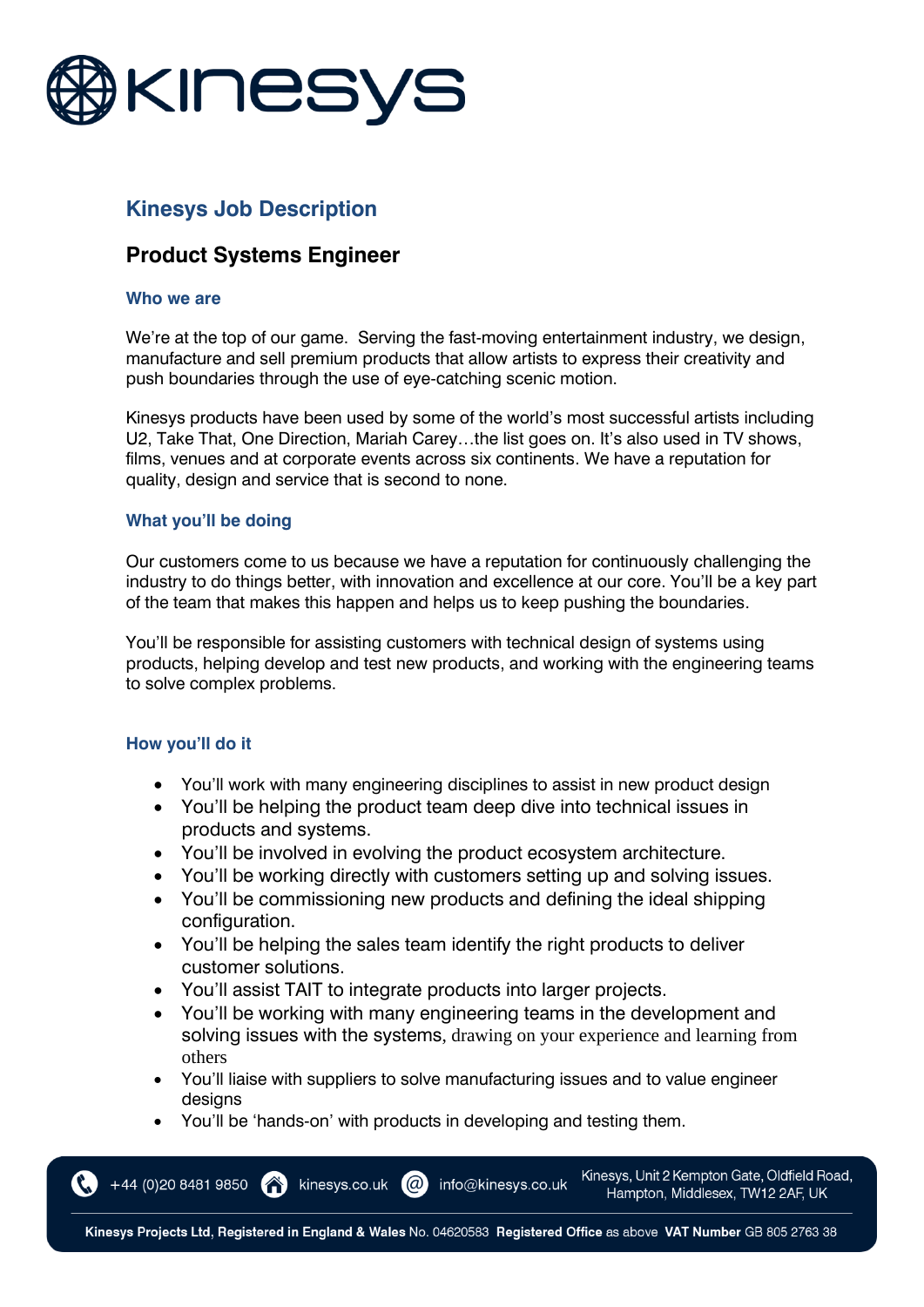# Kinesys Job Description

## Product Systems Engineer

### Who we are

We're at the top of our game. Serving the fast-moving entertainment industry, we design, manufacture and sell premium products that allow artists to express their creativity and push boundaries through the use of eye-catching scenic motion.

Kinesys products have been used by some of the world's most successful artists including U2, Take That, One Direction, Mariah Carey…the list goes on. It's also used in TV shows, films, venues and at corporate events across six continents. We have a reputation for quality, design and service that is second to none.

### What you'll be doing

Our customers come to us because we have a reputation for continuously challenging the industry to do things better, with innovation and excellence at our core. You'll be a key part of the team that makes this happen and helps us to keep pushing the boundaries.

You'll be responsible for assisting customers with technical design of systems using products, helping develop and test new products, and working with the engineering teams to solve complex problems.

### How you'll do it

- You'll work with many engineering disciplines to assist in new product design
- You'll be helping the product team deep dive into technical issues in products and systems.
- You'll be involved in evolving the product ecosystem architecture.
- You'll be working directly with customers setting up and solving issues.
- You'll be commissioning new products and defining the ideal shipping configuration.
- You'll be helping the sales team identify the right products to deliver customer solutions.
- You'll assist TAIT to integrate products into larger projects.
- You'll be working with many engineering teams in the development and solving issues with the systems, drawing on your experience and learning from others
- You'll liaise with suppliers to solve manufacturing issues and to value engineer designs
- You'll be 'hands-on' with products in developing and testing them.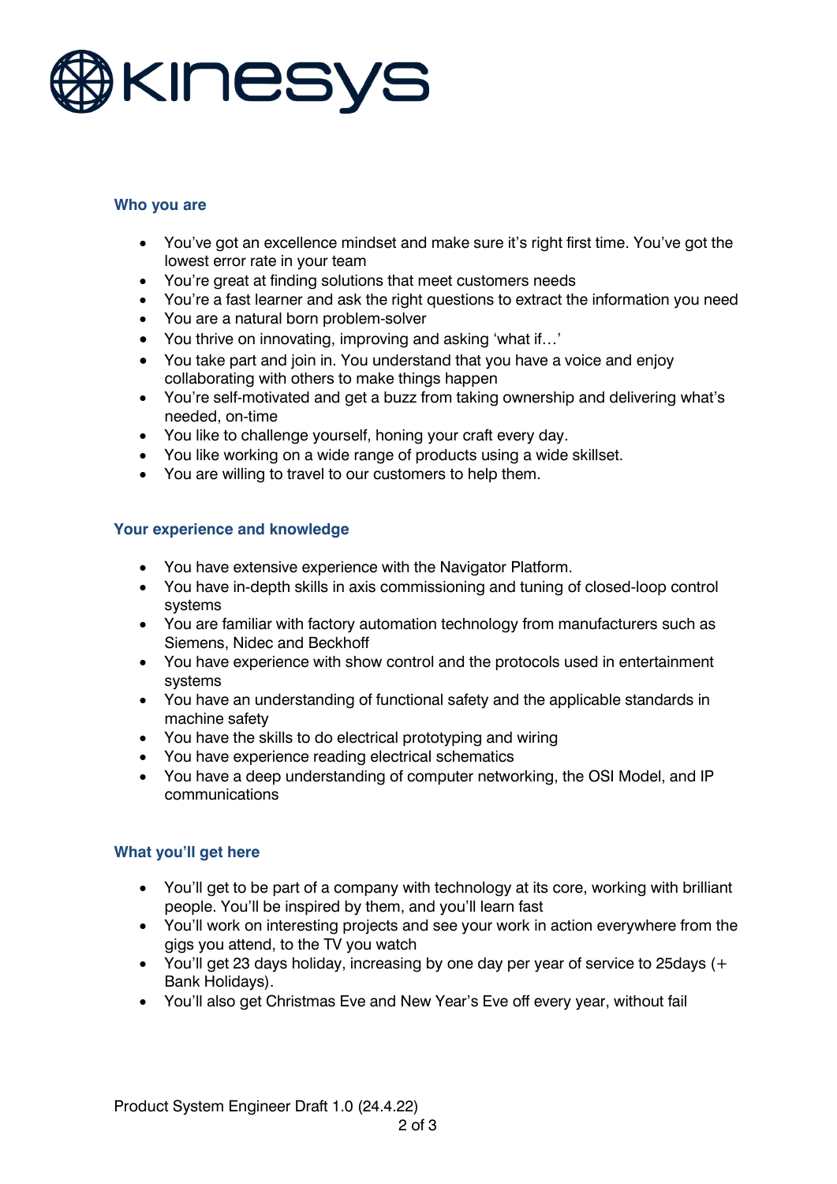## Who you are

- You've got an excellence mindset and make sure it's right first time. You've got the lowest error rate in your team
- You're great at finding solutions that meet customers needs
- You're a fast learner and ask the right questions to extract the information you need
- You are a natural born problem-solver
- You thrive on innovating, improving and asking 'what if…'
- You take part and join in. You understand that you have a voice and enjoy collaborating with others to make things happen
- You're self-motivated and get a buzz from taking ownership and delivering what's needed, on-time
- You like to challenge yourself, honing your craft every day.
- You like working on a wide range of products using a wide skillset.
- You are willing to travel to our customers to help them.

## Your experience and knowledge

- You have extensive experience with the Navigator Platform.
- You have in-depth skills in axis commissioning and tuning of closed-loop control systems
- You are familiar with factory automation technology from manufacturers such as Siemens, Nidec and Beckhoff
- You have experience with show control and the protocols used in entertainment systems
- You have an understanding of functional safety and the applicable standards in machine safety
- You have the skills to do electrical prototyping and wiring
- You have experience reading electrical schematics
- You have a deep understanding of computer networking, the OSI Model, and IP communications

## What you'll get here

- You'll get to be part of a company with technology at its core, working with brilliant people. You'll be inspired by them, and you'll learn fast
- You'll work on interesting projects and see your work in action everywhere from the gigs you attend, to the TV you watch
- You'll get 23 days holiday, increasing by one day per year of service to 25days (+ Bank Holidays).
- You'll also get Christmas Eve and New Year's Eve off every year, without fail

Product System Engineer Draft 1.0 (24.4.22)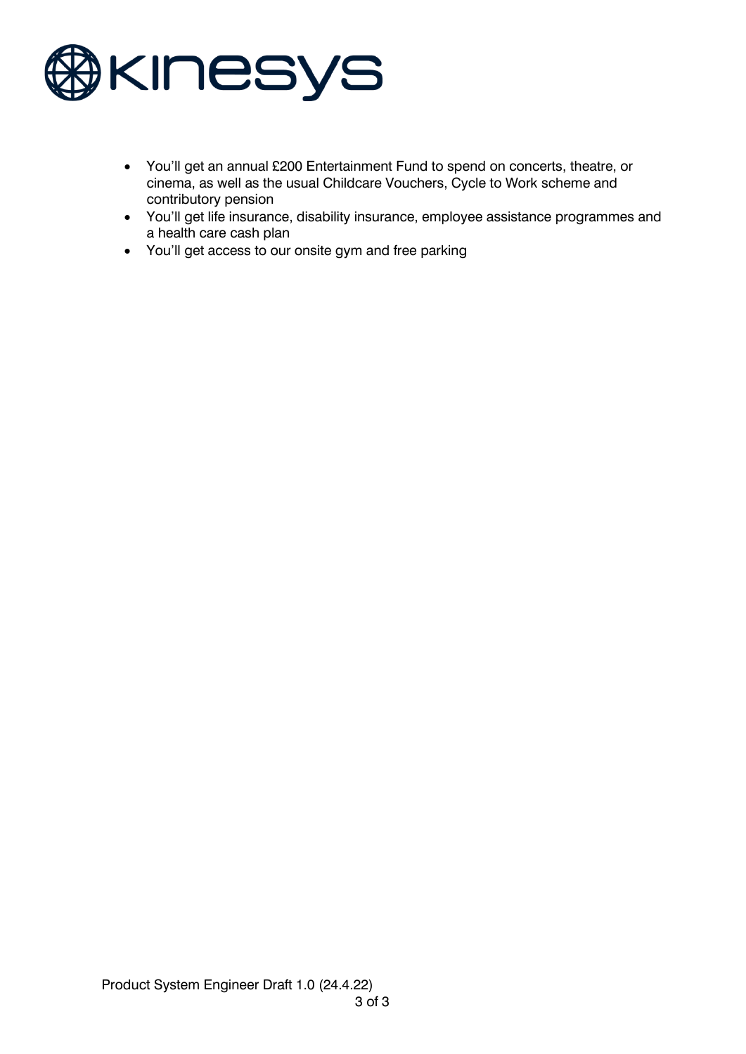- You'll get an annual £200 Entertainment Fund to spend on concerts, theatre, or cinema, as well as the usual Childcare Vouchers, Cycle to Work scheme and contributory pension
- You'll get life insurance, disability insurance, employee assistance programmes and a health care cash plan
- You'll get access to our onsite gym and free parking